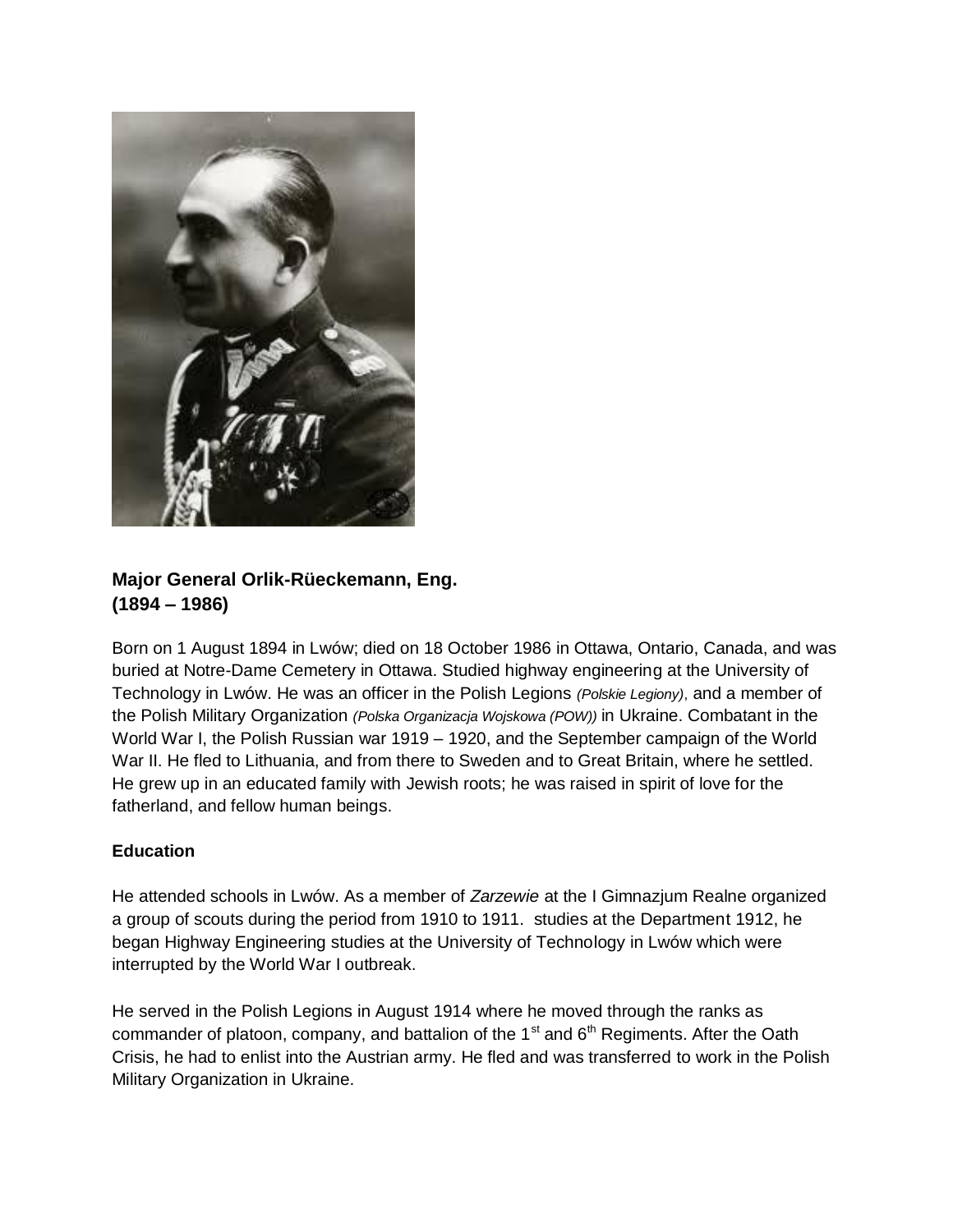**Major General Orlik-Rüeckemann, Eng.**
**(1894 – 1986)**

Born on 1 August 1894 in Lwów; died on 18 October 1986 in Ottawa, Ontario, Canada, and was buried at Notre-Dame Cemetery in Ottawa. Studied highway engineering at the University of Technology in Lwów. He was an officer in the Polish Legions *(Polskie Legiony)*, and a member of the Polish Military Organization *(Polska Organizacja Wojskowa (POW))* in Ukraine. Combatant in the World War I, the Polish Russian war 1919 – 1920, and the September campaign of the World War II. He fled to Lithuania, and from there to Sweden and to Great Britain, where he settled. He grew up in an educated family with Jewish roots; he was raised in spirit of love for the fatherland, and fellow human beings.

**Education**

He attended schools in Lwów. As a member of *Zarzewie* at the I Gimnazjum Realne organized a group of scouts during the period from 1910 to 1911. studies at the Department 1912, he began Highway Engineering studies at the University of Technology in Lwów which were interrupted by the World War I outbreak.

He served in the Polish Legions in August 1914 where he moved through the ranks as commander of platoon, company, and battalion of the 1st and 6th Regiments. After the Oath Crisis, he had to enlist into the Austrian army. He fled and was transferred to work in the Polish Military Organization in Ukraine.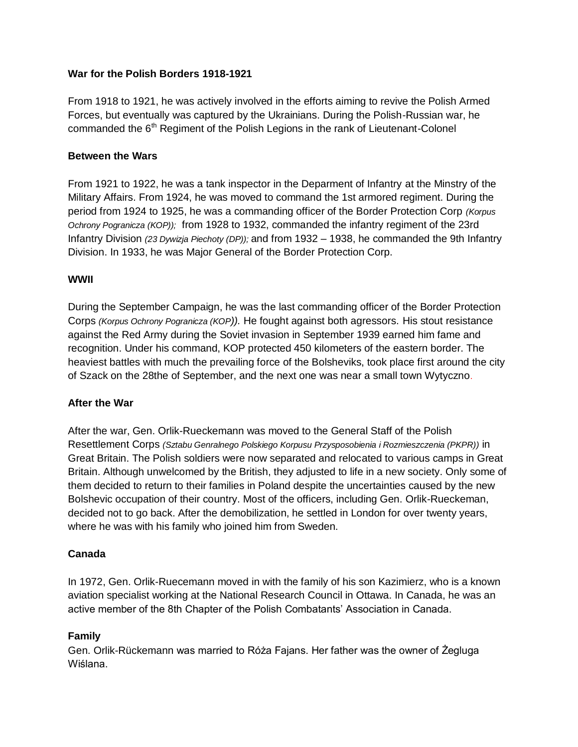**War for the Polish Borders 1918-1921**

From 1918 to 1921, he was actively involved in the efforts aiming to revive the Polish Armed Forces, but eventually was captured by the Ukrainians. During the Polish-Russian war, he commanded the 6th Regiment of the Polish Legions in the rank of Lieutenant-Colonel

**Between the Wars**

From 1921 to 1922, he was a tank inspector in the Deparment of Infantry at the Minstry of the Military Affairs. From 1924, he was moved to command the 1st armored regiment. During the period from 1924 to 1925, he was a commanding officer of the Border Protection Corp *(Korpus Ochrony Pogranicza (KOP));* from 1928 to 1932, commanded the infantry regiment of the 23rd Infantry Division *(23 Dywizja Piechoty (DP));* and from 1932 – 1938, he commanded the 9th Infantry Division. In 1933, he was Major General of the Border Protection Corp.

**WWII**

During the September Campaign, he was the last commanding officer of the Border Protection Corps *(Korpus Ochrony Pogranicza (KOP)).* He fought against both agressors. His stout resistance against the Red Army during the Soviet invasion in September 1939 earned him fame and recognition. Under his command, KOP protected 450 kilometers of the eastern border. The heaviest battles with much the prevailing force of the Bolsheviks, took place first around the city of Szack on the 28the of September, and the next one was near a small town Wytyczno.

**After the War**

After the war, Gen. Orlik-Rueckemann was moved to the General Staff of the Polish Resettlement Corps *(Sztabu Genralnego Polskiego Korpusu Przysposobienia i Rozmieszczenia (PKPR))* in Great Britain. The Polish soldiers were now separated and relocated to various camps in Great Britain. Although unwelcomed by the British, they adjusted to life in a new society. Only some of them decided to return to their families in Poland despite the uncertainties caused by the new Bolshevic occupation of their country. Most of the officers, including Gen. Orlik-Rueckeman, decided not to go back. After the demobilization, he settled in London for over twenty years, where he was with his family who joined him from Sweden.

**Canada**

In 1972, Gen. Orlik-Ruecemann moved in with the family of his son Kazimierz, who is a known aviation specialist working at the National Research Council in Ottawa. In Canada, he was an active member of the 8th Chapter of the Polish Combatants' Association in Canada.

**Family**

Gen. Orlik-Rückemann was married to Róża Fajans. Her father was the owner of Żegluga Wiślana.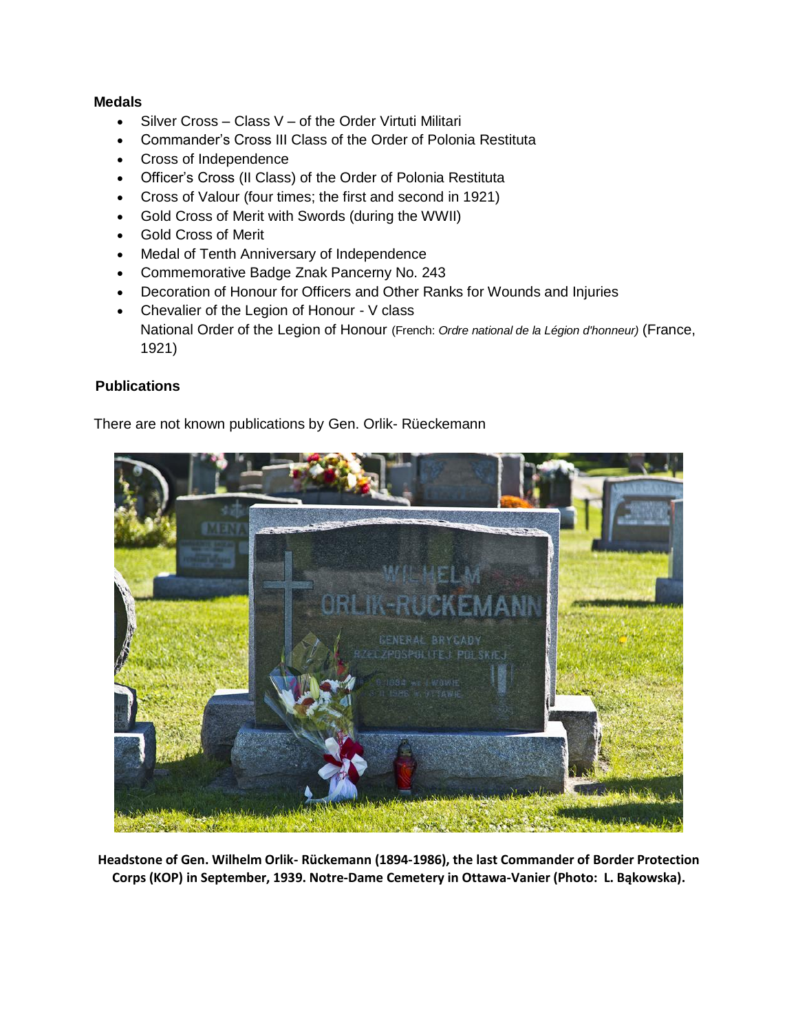**Medals**

- Silver Cross – Class V – of the Order Virtuti Militari
- Commander's Cross III Class of the Order of Polonia Restituta
- Cross of Independence
- Officer's Cross (II Class) of the Order of Polonia Restituta
- Cross of Valour (four times; the first and second in 1921)
- Gold Cross of Merit with Swords (during the WWII)
- Gold Cross of Merit
- Medal of Tenth Anniversary of Independence
- Commemorative Badge Znak Pancerny No. 243
- Decoration of Honour for Officers and Other Ranks for Wounds and Injuries
- Chevalier of the Legion of Honour - V class
  National Order of the Legion of Honour (French: *Ordre national de la Légion d'honneur)* (France, 1921)

**Publications**

There are not known publications by Gen. Orlik- Rüeckemann

**Headstone of Gen. Wilhelm Orlik- Rückemann (1894-1986), the last Commander of Border Protection Corps (KOP) in September, 1939. Notre-Dame Cemetery in Ottawa-Vanier (Photo: L. Bąkowska).**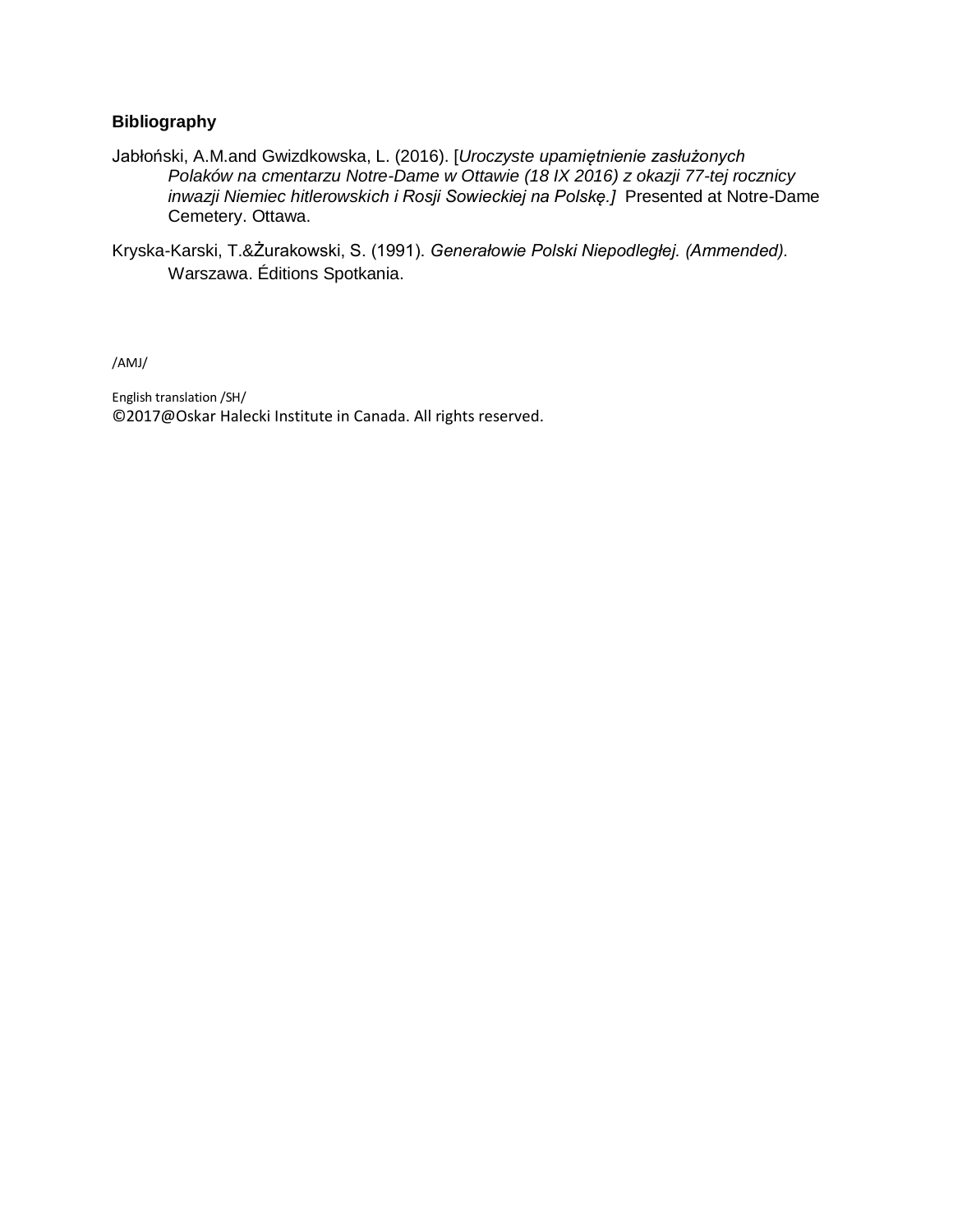**Bibliography**

Jabłoński, A.M.and Gwizdkowska, L. (2016). [*Uroczyste upamiętnienie zasłużonych Polaków na cmentarzu Notre-Dame w Ottawie (18 IX 2016) z okazji 77-tej rocznicy inwazji Niemiec hitlerowskich i Rosji Sowieckiej na Polskę.]* Presented at Notre-Dame Cemetery. Ottawa.

Kryska-Karski, T.&Żurakowski, S. (1991). *Generałowie Polski Niepodległej. (Ammended).* Warszawa. Éditions Spotkania.

/AMJ/

English translation /SH/
©2017@Oskar Halecki Institute in Canada. All rights reserved.